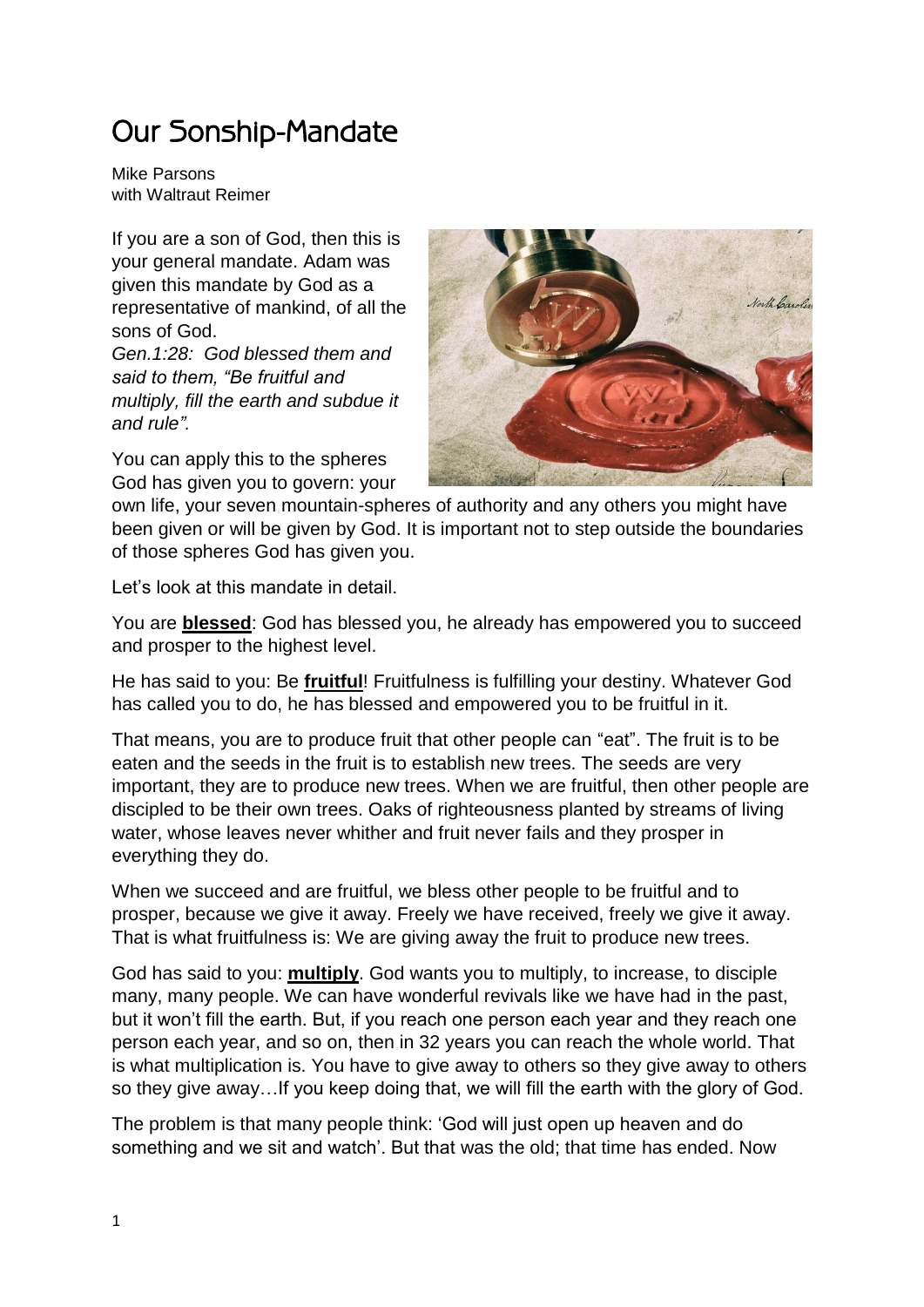# Our Sonship-Mandate

Mike Parsons
with Waltraut Reimer

If you are a son of God, then this is your general mandate. Adam was given this mandate by God as a representative of mankind, of all the sons of God.

*Gen.1:28: God blessed them and said to them, "Be fruitful and multiply, fill the earth and subdue it and rule".*

You can apply this to the spheres God has given you to govern: your own life, your seven mountain-spheres of authority and any others you might have been given or will be given by God. It is important not to step outside the boundaries of those spheres God has given you.

Let's look at this mandate in detail.

You are **blessed**: God has blessed you, he already has empowered you to succeed and prosper to the highest level.

He has said to you: Be **fruitful**! Fruitfulness is fulfilling your destiny. Whatever God has called you to do, he has blessed and empowered you to be fruitful in it.

That means, you are to produce fruit that other people can "eat". The fruit is to be eaten and the seeds in the fruit is to establish new trees. The seeds are very important, they are to produce new trees. When we are fruitful, then other people are discipled to be their own trees. Oaks of righteousness planted by streams of living water, whose leaves never whither and fruit never fails and they prosper in everything they do.

When we succeed and are fruitful, we bless other people to be fruitful and to prosper, because we give it away. Freely we have received, freely we give it away. That is what fruitfulness is: We are giving away the fruit to produce new trees.

God has said to you: **multiply**. God wants you to multiply, to increase, to disciple many, many people. We can have wonderful revivals like we have had in the past, but it won't fill the earth. But, if you reach one person each year and they reach one person each year, and so on, then in 32 years you can reach the whole world. That is what multiplication is. You have to give away to others so they give away to others so they give away…If you keep doing that, we will fill the earth with the glory of God.

The problem is that many people think: 'God will just open up heaven and do something and we sit and watch'. But that was the old; that time has ended. Now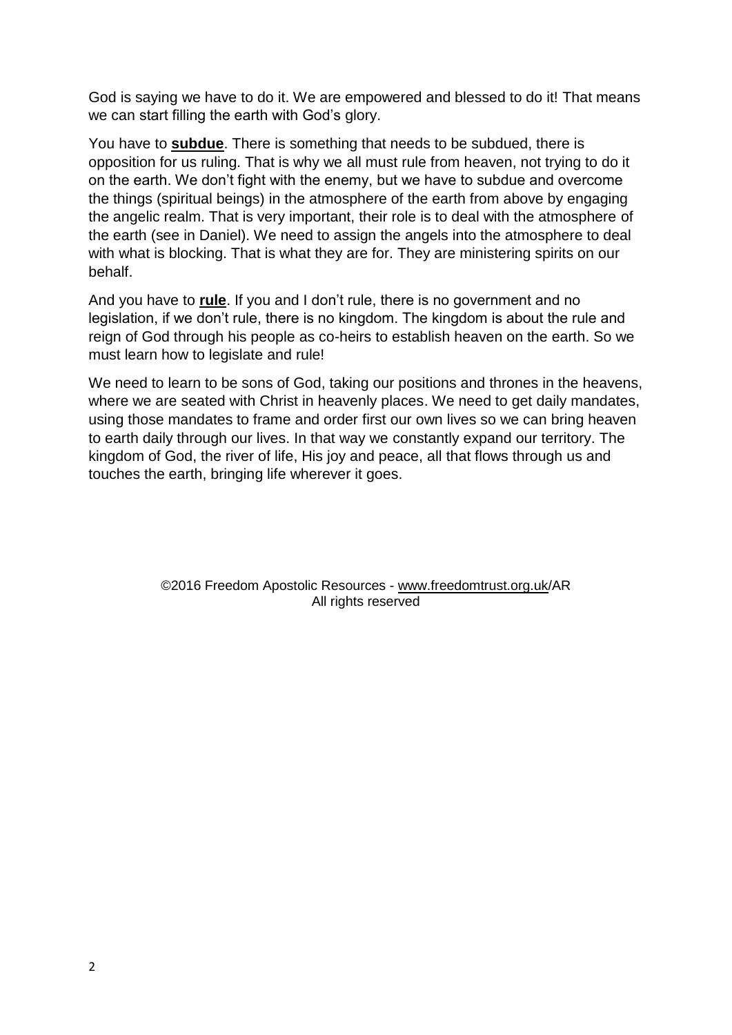God is saying we have to do it. We are empowered and blessed to do it! That means we can start filling the earth with God's glory.

You have to **subdue**. There is something that needs to be subdued, there is opposition for us ruling. That is why we all must rule from heaven, not trying to do it on the earth. We don't fight with the enemy, but we have to subdue and overcome the things (spiritual beings) in the atmosphere of the earth from above by engaging the angelic realm. That is very important, their role is to deal with the atmosphere of the earth (see in Daniel). We need to assign the angels into the atmosphere to deal with what is blocking. That is what they are for. They are ministering spirits on our behalf.

And you have to **rule**. If you and I don't rule, there is no government and no legislation, if we don't rule, there is no kingdom. The kingdom is about the rule and reign of God through his people as co-heirs to establish heaven on the earth. So we must learn how to legislate and rule!

We need to learn to be sons of God, taking our positions and thrones in the heavens, where we are seated with Christ in heavenly places. We need to get daily mandates, using those mandates to frame and order first our own lives so we can bring heaven to earth daily through our lives. In that way we constantly expand our territory. The kingdom of God, the river of life, His joy and peace, all that flows through us and touches the earth, bringing life wherever it goes.

©2016 Freedom Apostolic Resources - www.freedomtrust.org.uk/AR
All rights reserved